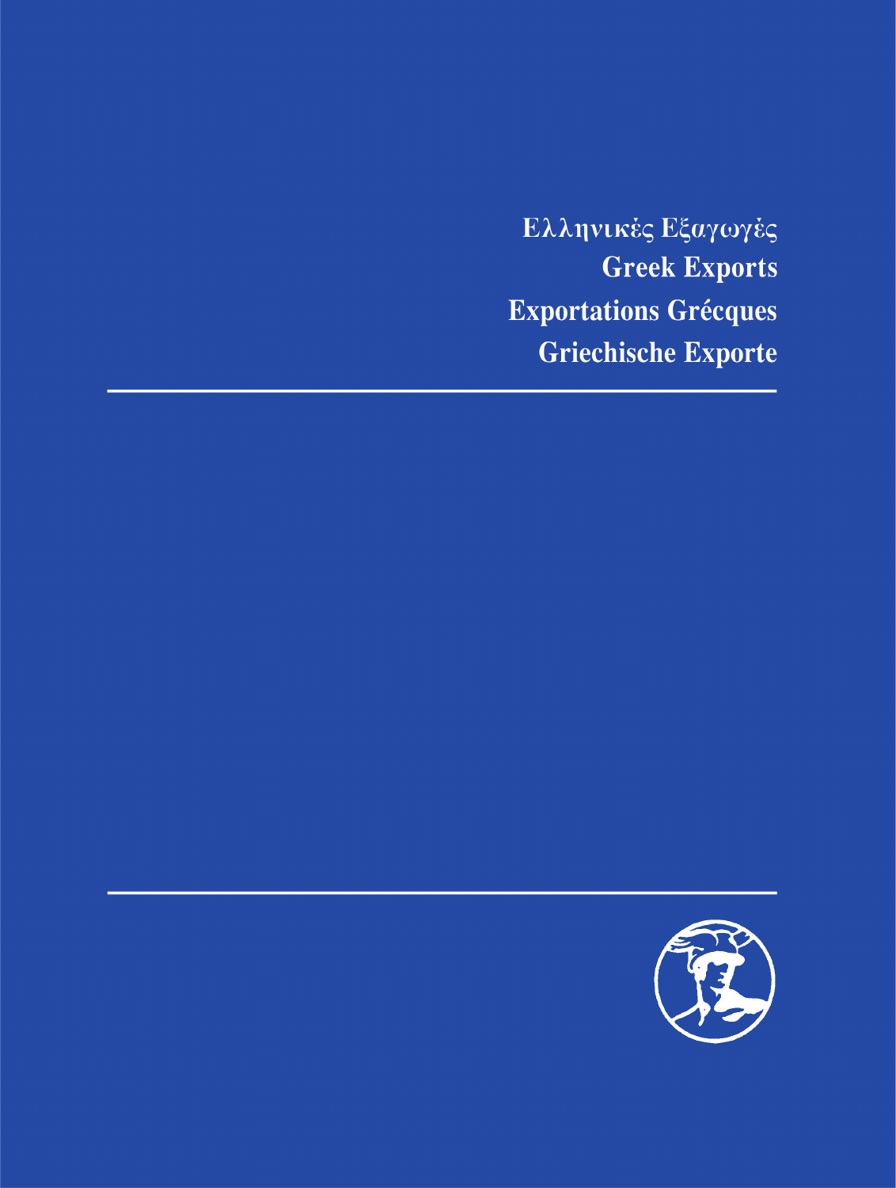# Ελληνικές Εξαγωγές
# Greek Exports
# Exportations Grécques
# Griechische Exporte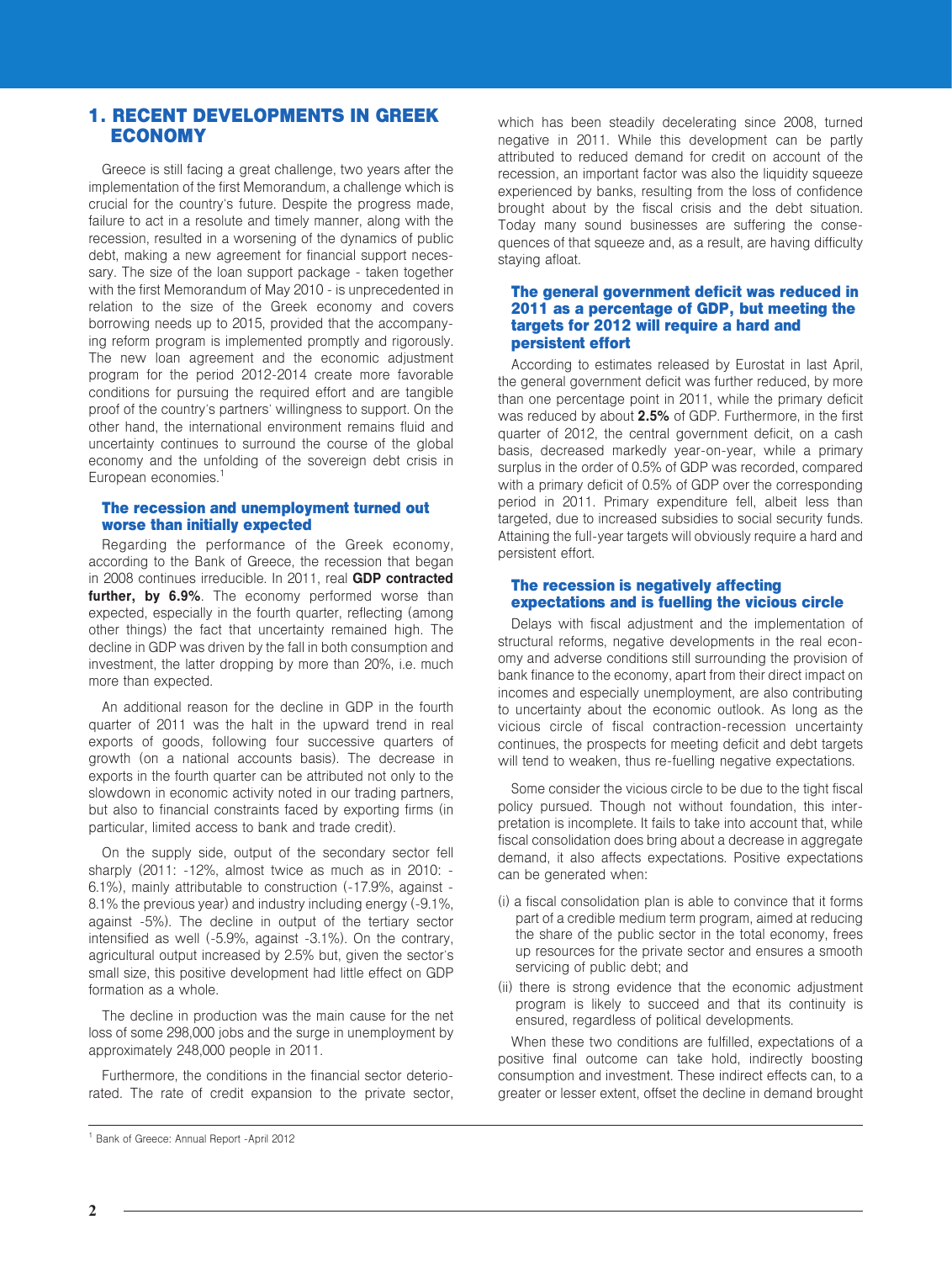# 1. RECENT DEVELOPMENTS IN GREEK ECONOMY

Greece is still facing a great challenge, two years after the implementation of the first Memorandum, a challenge which is crucial for the country's future. Despite the progress made, failure to act in a resolute and timely manner, along with the recession, resulted in a worsening of the dynamics of public debt, making a new agreement for financial support necessary. The size of the loan support package - taken together with the first Memorandum of May 2010 - is unprecedented in relation to the size of the Greek economy and covers borrowing needs up to 2015, provided that the accompanying reform program is implemented promptly and rigorously. The new loan agreement and the economic adjustment program for the period 2012-2014 create more favorable conditions for pursuing the required effort and are tangible proof of the country's partners' willingness to support. On the other hand, the international environment remains fluid and uncertainty continues to surround the course of the global economy and the unfolding of the sovereign debt crisis in European economies.[1]

### The recession and unemployment turned out worse than initially expected

Regarding the performance of the Greek economy, according to the Bank of Greece, the recession that began in 2008 continues irreducible. In 2011, real **GDP contracted further, by 6.9%**. The economy performed worse than expected, especially in the fourth quarter, reflecting (among other things) the fact that uncertainty remained high. The decline in GDP was driven by the fall in both consumption and investment, the latter dropping by more than 20%, i.e. much more than expected.

An additional reason for the decline in GDP in the fourth quarter of 2011 was the halt in the upward trend in real exports of goods, following four successive quarters of growth (on a national accounts basis). The decrease in exports in the fourth quarter can be attributed not only to the slowdown in economic activity noted in our trading partners, but also to financial constraints faced by exporting firms (in particular, limited access to bank and trade credit).

On the supply side, output of the secondary sector fell sharply (2011: -12%, almost twice as much as in 2010: -6.1%), mainly attributable to construction (-17.9%, against -8.1% the previous year) and industry including energy (-9.1%, against -5%). The decline in output of the tertiary sector intensified as well (-5.9%, against -3.1%). On the contrary, agricultural output increased by 2.5% but, given the sector's small size, this positive development had little effect on GDP formation as a whole.

The decline in production was the main cause for the net loss of some 298,000 jobs and the surge in unemployment by approximately 248,000 people in 2011.

Furthermore, the conditions in the financial sector deteriorated. The rate of credit expansion to the private sector, which has been steadily decelerating since 2008, turned negative in 2011. While this development can be partly attributed to reduced demand for credit on account of the recession, an important factor was also the liquidity squeeze experienced by banks, resulting from the loss of confidence brought about by the fiscal crisis and the debt situation. Today many sound businesses are suffering the consequences of that squeeze and, as a result, are having difficulty staying afloat.

### The general government deficit was reduced in 2011 as a percentage of GDP, but meeting the targets for 2012 will require a hard and persistent effort

According to estimates released by Eurostat in last April, the general government deficit was further reduced, by more than one percentage point in 2011, while the primary deficit was reduced by about **2.5%** of GDP. Furthermore, in the first quarter of 2012, the central government deficit, on a cash basis, decreased markedly year-on-year, while a primary surplus in the order of 0.5% of GDP was recorded, compared with a primary deficit of 0.5% of GDP over the corresponding period in 2011. Primary expenditure fell, albeit less than targeted, due to increased subsidies to social security funds. Attaining the full-year targets will obviously require a hard and persistent effort.

### The recession is negatively affecting expectations and is fuelling the vicious circle

Delays with fiscal adjustment and the implementation of structural reforms, negative developments in the real economy and adverse conditions still surrounding the provision of bank finance to the economy, apart from their direct impact on incomes and especially unemployment, are also contributing to uncertainty about the economic outlook. As long as the vicious circle of fiscal contraction-recession uncertainty continues, the prospects for meeting deficit and debt targets will tend to weaken, thus re-fuelling negative expectations.

Some consider the vicious circle to be due to the tight fiscal policy pursued. Though not without foundation, this interpretation is incomplete. It fails to take into account that, while fiscal consolidation does bring about a decrease in aggregate demand, it also affects expectations. Positive expectations can be generated when:

(i) a fiscal consolidation plan is able to convince that it forms part of a credible medium term program, aimed at reducing the share of the public sector in the total economy, frees up resources for the private sector and ensures a smooth servicing of public debt; and

(ii) there is strong evidence that the economic adjustment program is likely to succeed and that its continuity is ensured, regardless of political developments.

When these two conditions are fulfilled, expectations of a positive final outcome can take hold, indirectly boosting consumption and investment. These indirect effects can, to a greater or lesser extent, offset the decline in demand brought

[1] Bank of Greece: Annual Report -April 2012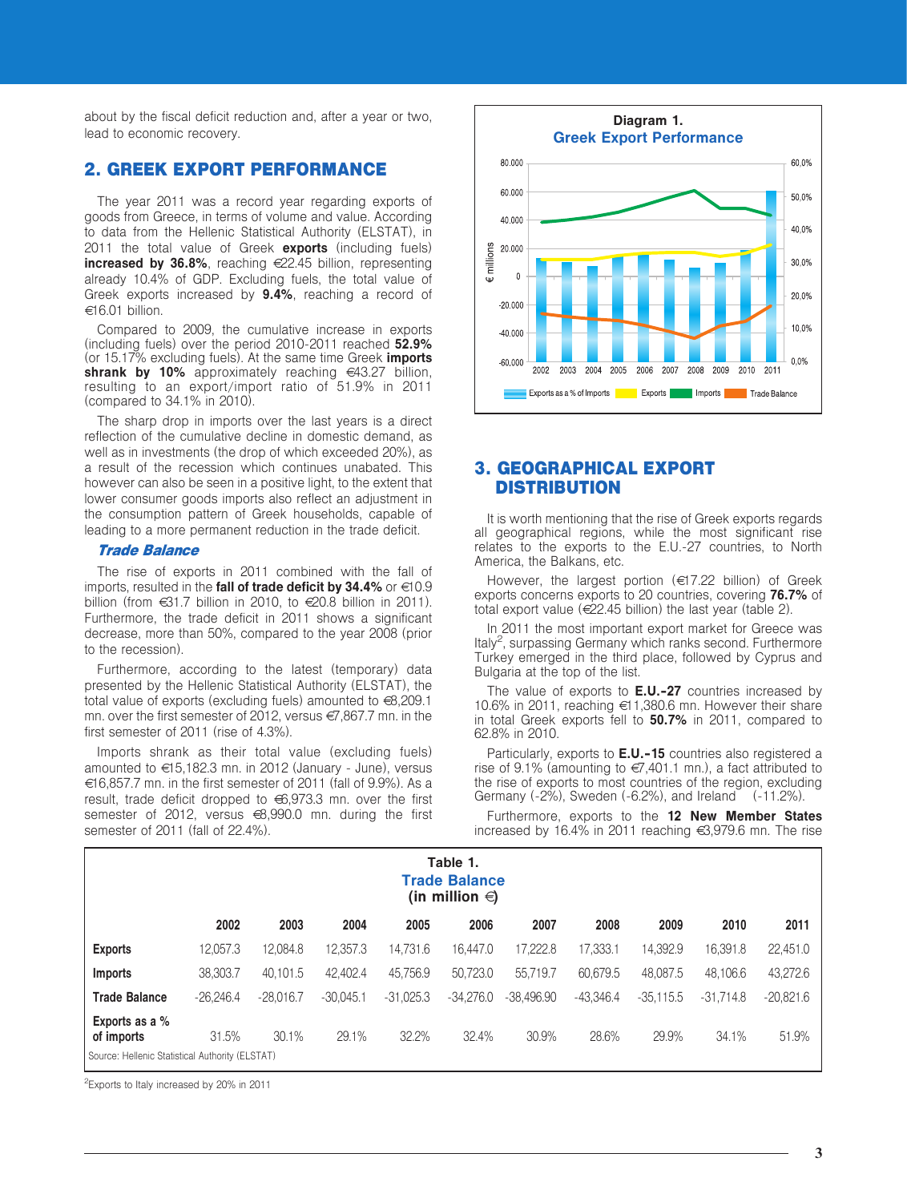about by the fiscal deficit reduction and, after a year or two, lead to economic recovery.

## 2. GREEK EXPORT PERFORMANCE

The year 2011 was a record year regarding exports of goods from Greece, in terms of volume and value. According to data from the Hellenic Statistical Authority (ELSTAT), in 2011 the total value of Greek **exports** (including fuels) **increased by 36.8%**, reaching €22.45 billion, representing already 10.4% of GDP. Excluding fuels, the total value of Greek exports increased by **9.4%**, reaching a record of €16.01 billion.

Compared to 2009, the cumulative increase in exports (including fuels) over the period 2010-2011 reached **52.9%** (or 15.17% excluding fuels). At the same time Greek **imports shrank by 10%** approximately reaching €43.27 billion, resulting to an export/import ratio of 51.9% in 2011 (compared to 34.1% in 2010).

The sharp drop in imports over the last years is a direct reflection of the cumulative decline in domestic demand, as well as in investments (the drop of which exceeded 20%), as a result of the recession which continues unabated. This however can also be seen in a positive light, to the extent that lower consumer goods imports also reflect an adjustment in the consumption pattern of Greek households, capable of leading to a more permanent reduction in the trade deficit.

### *Trade Balance*

The rise of exports in 2011 combined with the fall of imports, resulted in the **fall of trade deficit by 34.4%** or €10.9 billion (from €31.7 billion in 2010, to €20.8 billion in 2011). Furthermore, the trade deficit in 2011 shows a significant decrease, more than 50%, compared to the year 2008 (prior to the recession).

Furthermore, according to the latest (temporary) data presented by the Hellenic Statistical Authority (ELSTAT), the total value of exports (excluding fuels) amounted to €8,209.1 mn. over the first semester of 2012, versus €7,867.7 mn. in the first semester of 2011 (rise of 4.3%).

Imports shrank as their total value (excluding fuels) amounted to €15,182.3 mn. in 2012 (January - June), versus €16,857.7 mn. in the first semester of 2011 (fall of 9.9%). As a result, trade deficit dropped to €6,973.3 mn. over the first semester of 2012, versus €8,990.0 mn. during the first semester of 2011 (fall of 22.4%).

**Diagram 1.**
**Greek Export Performance**

## 3. GEOGRAPHICAL EXPORT DISTRIBUTION

It is worth mentioning that the rise of Greek exports regards all geographical regions, while the most significant rise relates to the exports to the E.U.-27 countries, to North America, the Balkans, etc.

However, the largest portion (€17.22 billion) of Greek exports concerns exports to 20 countries, covering **76.7%** of total export value (€22.45 billion) the last year (table 2).

In 2011 the most important export market for Greece was Italy[2], surpassing Germany which ranks second. Furthermore Turkey emerged in the third place, followed by Cyprus and Bulgaria at the top of the list.

The value of exports to **E.U.-27** countries increased by 10.6% in 2011, reaching €11,380.6 mn. However their share in total Greek exports fell to **50.7%** in 2011, compared to 62.8% in 2010.

Particularly, exports to **E.U.-15** countries also registered a rise of 9.1% (amounting to €7,401.1 mn.), a fact attributed to the rise of exports to most countries of the region, excluding Germany (-2%), Sweden (-6.2%), and Ireland (-11.2%).

Furthermore, exports to the **12 New Member States** increased by 16.4% in 2011 reaching €3,979.6 mn. The rise

**Table 1.**
**Trade Balance**
**(in million €)**

| | 2002 | 2003 | 2004 | 2005 | 2006 | 2007 | 2008 | 2009 | 2010 | 2011 |
|---|---|---|---|---|---|---|---|---|---|---|
| **Exports** | 12,057.3 | 12,084.8 | 12,357.3 | 14,731.6 | 16,447.0 | 17,222.8 | 17,333.1 | 14,392.9 | 16,391.8 | 22,451.0 |
| **Imports** | 38,303.7 | 40,101.5 | 42,402.4 | 45,756.9 | 50,723.0 | 55,719.7 | 60,679.5 | 48,087.5 | 48,106.6 | 43,272.6 |
| **Trade Balance** | -26,246.4 | -28,016.7 | -30,045.1 | -31,025.3 | -34,276.0 | -38,496.90 | -43,346.4 | -35,115.5 | -31,714.8 | -20,821.6 |
| **Exports as a % of imports** | 31.5% | 30.1% | 29.1% | 32.2% | 32.4% | 30.9% | 28.6% | 29.9% | 34.1% | 51.9% |

Source: Hellenic Statistical Authority (ELSTAT)

[2]Exports to Italy increased by 20% in 2011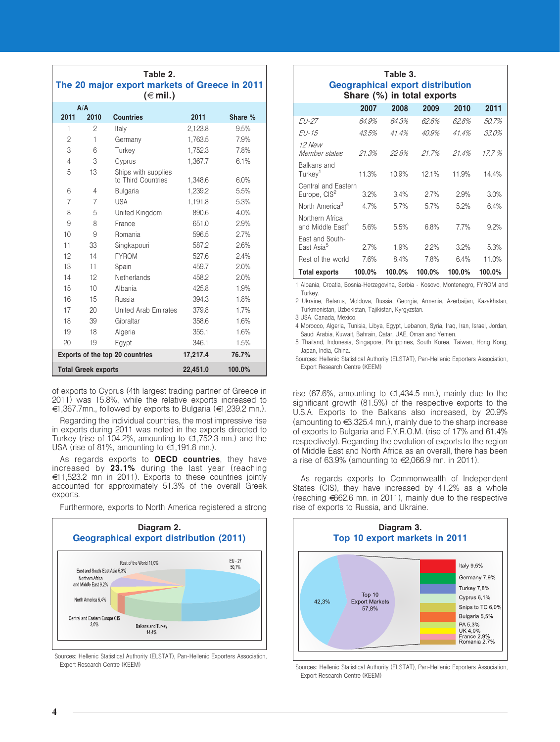**Table 2.**
**The 20 major export markets of Greece in 2011**
**(€ mil.)**

| A/A 2011 | A/A 2010 | Countries | 2011 | Share % |
|---|---|---|---|---|
| 1 | 2 | Italy | 2,123.8 | 9.5% |
| 2 | 1 | Germany | 1,763.5 | 7.9% |
| 3 | 6 | Turkey | 1,752.3 | 7.8% |
| 4 | 3 | Cyprus | 1,367.7 | 6.1% |
| 5 | 13 | Ships with supplies to Third Countries | 1,348.6 | 6.0% |
| 6 | 4 | Bulgaria | 1,239.2 | 5.5% |
| 7 | 7 | USA | 1,191.8 | 5.3% |
| 8 | 5 | United Kingdom | 890.6 | 4.0% |
| 9 | 8 | France | 651.0 | 2.9% |
| 10 | 9 | Romania | 596.5 | 2.7% |
| 11 | 33 | Singkapouri | 587.2 | 2.6% |
| 12 | 14 | FYROM | 527.6 | 2.4% |
| 13 | 11 | Spain | 459.7 | 2.0% |
| 14 | 12 | Netherlands | 458.2 | 2.0% |
| 15 | 10 | Albania | 425.8 | 1.9% |
| 16 | 15 | Russia | 394.3 | 1.8% |
| 17 | 20 | United Arab Emirates | 379.8 | 1.7% |
| 18 | 39 | Gibraltar | 358.6 | 1.6% |
| 19 | 18 | Algeria | 355.1 | 1.6% |
| 20 | 19 | Egypt | 346.1 | 1.5% |
| **Exports of the top 20 countries** | | | **17,217.4** | **76.7%** |
| **Total Greek exports** | | | **22,451.0** | **100.0%** |

of exports to Cyprus (4th largest trading partner of Greece in 2011) was 15.8%, while the relative exports increased to €1,367.7mn., followed by exports to Bulgaria (€1,239.2 mn.).

Regarding the individual countries, the most impressive rise in exports during 2011 was noted in the exports directed to Turkey (rise of 104.2%, amounting to €1,752.3 mn.) and the USA (rise of 81%, amounting to €1,191.8 mn.).

As regards exports to **OECD countries**, they have increased by **23.1%** during the last year (reaching €11,523.2 mn in 2011). Exports to these countries jointly accounted for approximately 51.3% of the overall Greek exports.

Furthermore, exports to North America registered a strong rise (67.6%, amounting to €1,434.5 mn.), mainly due to the significant growth (81.5%) of the respective exports to the U.S.A. Exports to the Balkans also increased, by 20.9% (amounting to €3,325.4 mn.), mainly due to the sharp increase of exports to Bulgaria and F.Y.R.O.M. (rise of 17% and 61.4% respectively). Regarding the evolution of exports to the region of Middle East and North Africa as an overall, there has been a rise of 63.9% (amounting to €2,066.9 mn. in 2011).

As regards exports to Commonwealth of Independent States (CIS), they have increased by 41.2% as a whole (reaching €662.6 mn. in 2011), mainly due to the respective rise of exports to Russia, and Ukraine.

**Diagram 2.**
**Geographical export distribution (2011)**

EU - 27 50,7%; Balkans and Turkey 14,4%; Central and Eastern Europe CIS 3,0%; North America 6,4%; Northern Africa and Middle East 9,2%; East and South-East Asia 5,3%; Rest of the World 11,0%

Sources: Hellenic Statistical Authority (ELSTAT), Pan-Hellenic Exporters Association, Export Research Centre (KEEM)

**Table 3.**
**Geographical export distribution**
**Share (%) in total exports**

| | 2007 | 2008 | 2009 | 2010 | 2011 |
|---|---|---|---|---|---|
| *EU-27* | *64.9%* | *64.3%* | *62.6%* | *62.8%* | *50.7%* |
| *EU-15* | *43.5%* | *41.4%* | *40.9%* | *41.4%* | *33.0%* |
| *12 New Member states* | *21.3%* | *22.8%* | *21.7%* | *21.4%* | *17.7 %* |
| Balkans and Turkey[1] | 11.3% | 10.9% | 12.1% | 11.9% | 14.4% |
| Central and Eastern Europe, CIS[2] | 3.2% | 3.4% | 2.7% | 2.9% | 3.0% |
| North America[3] | 4.7% | 5.7% | 5.7% | 5.2% | 6.4% |
| Northern Africa and Middle East[4] | 5.6% | 5.5% | 6.8% | 7.7% | 9.2% |
| East and South-East Asia[5] | 2.7% | 1.9% | 2.2% | 3.2% | 5.3% |
| Rest of the world | 7.6% | 8.4% | 7.8% | 6.4% | 11.0% |
| **Total exports** | **100.0%** | **100.0%** | **100.0%** | **100.0%** | **100.0%** |

1 Albania, Croatia, Bosnia-Herzegovina, Serbia - Kosovo, Montenegro, FYROM and Turkey.
2 Ukraine, Belarus, Moldova, Russia, Georgia, Armenia, Azerbaijan, Kazakhstan, Turkmenistan, Uzbekistan, Tajikistan, Kyrgyzstan.
3 USA, Canada, Mexico.
4 Morocco, Algeria, Tunisia, Libya, Egypt, Lebanon, Syria, Iraq, Iran, Israel, Jordan, Saudi Arabia, Kuwait, Bahrain, Qatar, UAE, Oman and Yemen.
5 Thailand, Indonesia, Singapore, Philippines, South Korea, Taiwan, Hong Kong, Japan, India, China.

Sources: Hellenic Statistical Authority (ELSTAT), Pan-Hellenic Exporters Association, Export Research Centre (KEEM)

**Diagram 3.**
**Top 10 export markets in 2011**

Top 10 Export Markets 57,8%; 42,3%; Italy 9,5%; Germany 7,9%; Turkey 7,8%; Cyprus 6,1%; Snips to TC 6,0%; Bulgaria 5,5%; PA 5,3%; UK 4,0%; France 2,9%; Romania 2,7%

Sources: Hellenic Statistical Authority (ELSTAT), Pan-Hellenic Exporters Association, Export Research Centre (KEEM)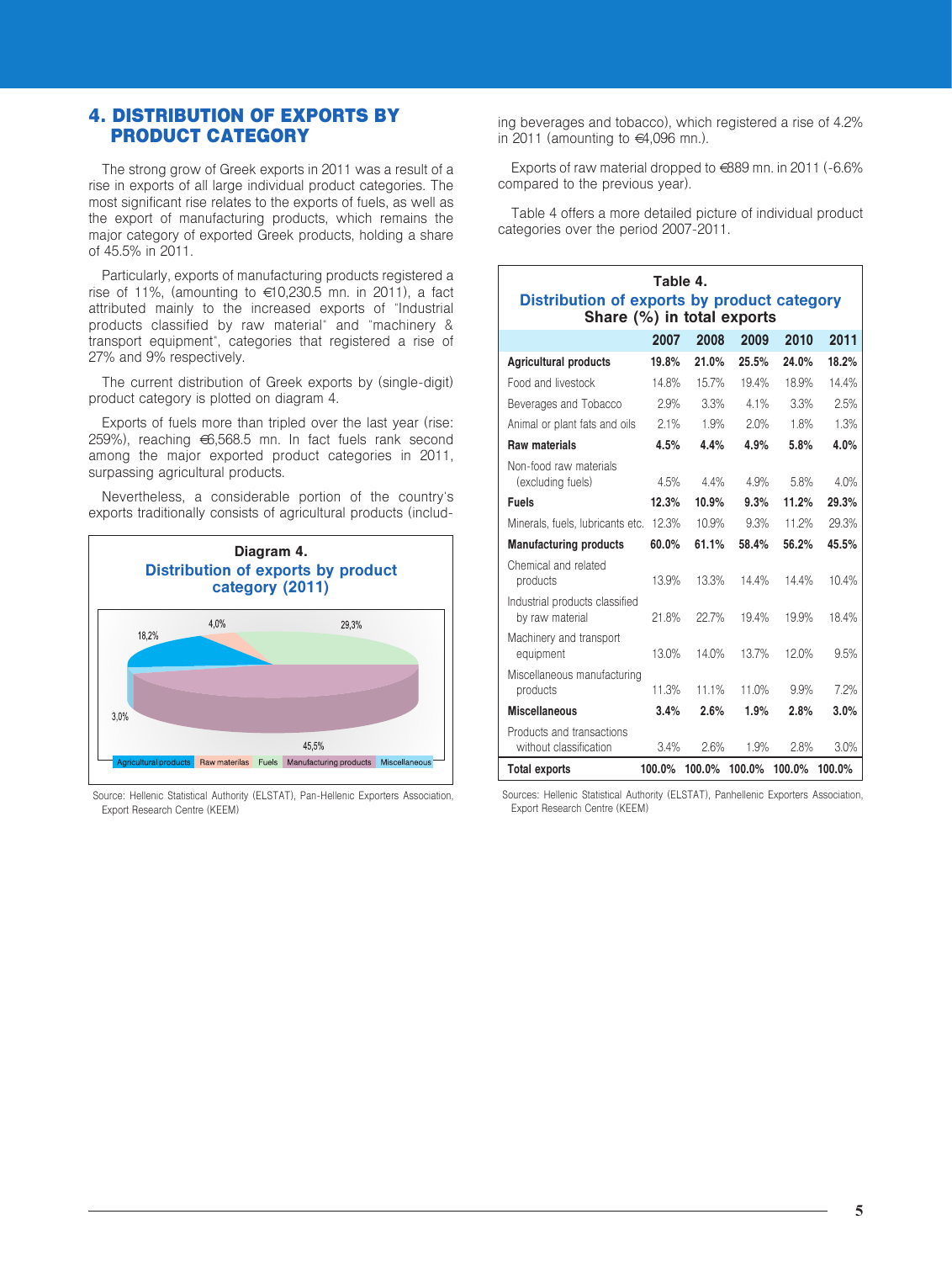## 4. DISTRIBUTION OF EXPORTS BY PRODUCT CATEGORY

The strong grow of Greek exports in 2011 was a result of a rise in exports of all large individual product categories. The most significant rise relates to the exports of fuels, as well as the export of manufacturing products, which remains the major category of exported Greek products, holding a share of 45.5% in 2011.

Particularly, exports of manufacturing products registered a rise of 11%, (amounting to €10,230.5 mn. in 2011), a fact attributed mainly to the increased exports of "Industrial products classified by raw material" and "machinery & transport equipment", categories that registered a rise of 27% and 9% respectively.

The current distribution of Greek exports by (single-digit) product category is plotted on diagram 4.

Exports of fuels more than tripled over the last year (rise: 259%), reaching €6,568.5 mn. In fact fuels rank second among the major exported product categories in 2011, surpassing agricultural products.

Nevertheless, a considerable portion of the country's exports traditionally consists of agricultural products (including beverages and tobacco), which registered a rise of 4.2% in 2011 (amounting to €4,096 mn.).

Exports of raw material dropped to €889 mn. in 2011 (-6.6% compared to the previous year).

Table 4 offers a more detailed picture of individual product categories over the period 2007-2011.

**Diagram 4.**
**Distribution of exports by product category (2011)**

18,2% | 4,0% | 29,3% | 45,5% | 3,0%

Agricultural products | Raw materilas | Fuels | Manufacturing products | Miscellaneous

Source: Hellenic Statistical Authority (ELSTAT), Pan-Hellenic Exporters Association, Export Research Centre (KEEM)

**Table 4.**
**Distribution of exports by product category**
**Share (%) in total exports**

| | 2007 | 2008 | 2009 | 2010 | 2011 |
|---|---|---|---|---|---|
| **Agricultural products** | **19.8%** | **21.0%** | **25.5%** | **24.0%** | **18.2%** |
| Food and livestock | 14.8% | 15.7% | 19.4% | 18.9% | 14.4% |
| Beverages and Tobacco | 2.9% | 3.3% | 4.1% | 3.3% | 2.5% |
| Animal or plant fats and oils | 2.1% | 1.9% | 2.0% | 1.8% | 1.3% |
| **Raw materials** | **4.5%** | **4.4%** | **4.9%** | **5.8%** | **4.0%** |
| Non-food raw materials (excluding fuels) | 4.5% | 4.4% | 4.9% | 5.8% | 4.0% |
| **Fuels** | **12.3%** | **10.9%** | **9.3%** | **11.2%** | **29.3%** |
| Minerals, fuels, lubricants etc. | 12.3% | 10.9% | 9.3% | 11.2% | 29.3% |
| **Manufacturing products** | **60.0%** | **61.1%** | **58.4%** | **56.2%** | **45.5%** |
| Chemical and related products | 13.9% | 13.3% | 14.4% | 14.4% | 10.4% |
| Industrial products classified by raw material | 21.8% | 22.7% | 19.4% | 19.9% | 18.4% |
| Machinery and transport equipment | 13.0% | 14.0% | 13.7% | 12.0% | 9.5% |
| Miscellaneous manufacturing products | 11.3% | 11.1% | 11.0% | 9.9% | 7.2% |
| **Miscellaneous** | **3.4%** | **2.6%** | **1.9%** | **2.8%** | **3.0%** |
| Products and transactions without classification | 3.4% | 2.6% | 1.9% | 2.8% | 3.0% |
| **Total exports** | **100.0%** | **100.0%** | **100.0%** | **100.0%** | **100.0%** |

Sources: Hellenic Statistical Authority (ELSTAT), Panhellenic Exporters Association, Export Research Centre (KEEM)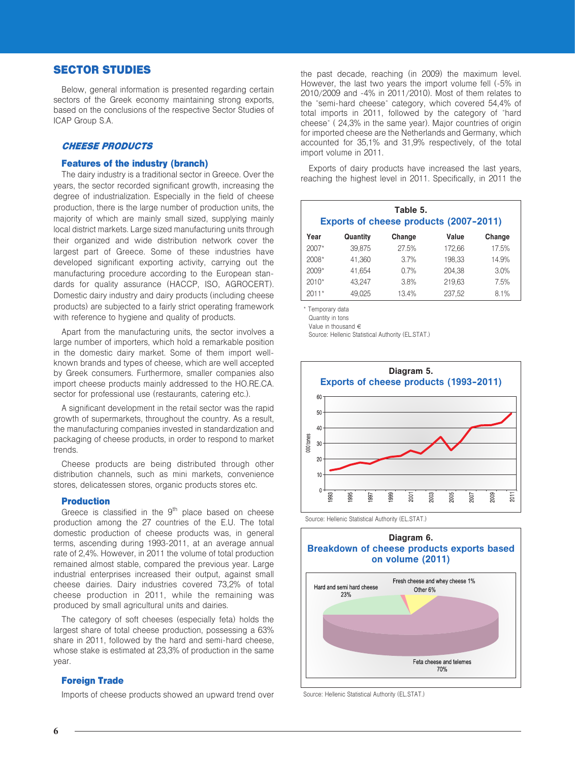# SECTOR STUDIES

Below, general information is presented regarding certain sectors of the Greek economy maintaining strong exports, based on the conclusions of the respective Sector Studies of ICAP Group S.A.

## *CHEESE PRODUCTS*

### Features of the industry (branch)

The dairy industry is a traditional sector in Greece. Over the years, the sector recorded significant growth, increasing the degree of industrialization. Especially in the field of cheese production, there is the large number of production units, the majority of which are mainly small sized, supplying mainly local district markets. Large sized manufacturing units through their organized and wide distribution network cover the largest part of Greece. Some of these industries have developed significant exporting activity, carrying out the manufacturing procedure according to the European standards for quality assurance (HACCP, ISO, AGROCERT). Domestic dairy industry and dairy products (including cheese products) are subjected to a fairly strict operating framework with reference to hygiene and quality of products.

Apart from the manufacturing units, the sector involves a large number of importers, which hold a remarkable position in the domestic dairy market. Some of them import well-known brands and types of cheese, which are well accepted by Greek consumers. Furthermore, smaller companies also import cheese products mainly addressed to the HO.RE.CA. sector for professional use (restaurants, catering etc.).

A significant development in the retail sector was the rapid growth of supermarkets, throughout the country. As a result, the manufacturing companies invested in standardization and packaging of cheese products, in order to respond to market trends.

Cheese products are being distributed through other distribution channels, such as mini markets, convenience stores, delicatessen stores, organic products stores etc.

### Production

Greece is classified in the 9th place based on cheese production among the 27 countries of the E.U. The total domestic production of cheese products was, in general terms, ascending during 1993-2011, at an average annual rate of 2,4%. However, in 2011 the volume of total production remained almost stable, compared the previous year. Large industrial enterprises increased their output, against small cheese dairies. Dairy industries covered 73,2% of total cheese production in 2011, while the remaining was produced by small agricultural units and dairies.

The category of soft cheeses (especially feta) holds the largest share of total cheese production, possessing a 63% share in 2011, followed by the hard and semi-hard cheese, whose stake is estimated at 23,3% of production in the same year.

### Foreign Trade

Imports of cheese products showed an upward trend over the past decade, reaching (in 2009) the maximum level. However, the last two years the import volume fell (-5% in 2010/2009 and -4% in 2011/2010). Most of them relates to the "semi-hard cheese" category, which covered 54,4% of total imports in 2011, followed by the category of "hard cheese" ( 24,3% in the same year). Major countries of origin for imported cheese are the Netherlands and Germany, which accounted for 35,1% and 31,9% respectively, of the total import volume in 2011.

Exports of dairy products have increased the last years, reaching the highest level in 2011. Specifically, in 2011 the

**Table 5.**
**Exports of cheese products (2007-2011)**

| Year | Quantity | Change | Value | Change |
|---|---|---|---|---|
| 2007* | 39,875 | 27.5% | 172,66 | 17.5% |
| 2008* | 41,360 | 3.7% | 198,33 | 14.9% |
| 2009* | 41,654 | 0.7% | 204,38 | 3.0% |
| 2010* | 43,247 | 3.8% | 219,63 | 7.5% |
| 2011* | 49,025 | 13.4% | 237,52 | 8.1% |

\* Temporary data
Quantity in tons
Value in thousand €
Source: Hellenic Statistical Authority (EL.STAT.)

**Diagram 5.**
**Exports of cheese products (1993-2011)**

Source: Hellenic Statistical Authority (EL.STAT.)

**Diagram 6.**
**Breakdown of cheese products exports based on volume (2011)**

Source: Hellenic Statistical Authority (EL.STAT.)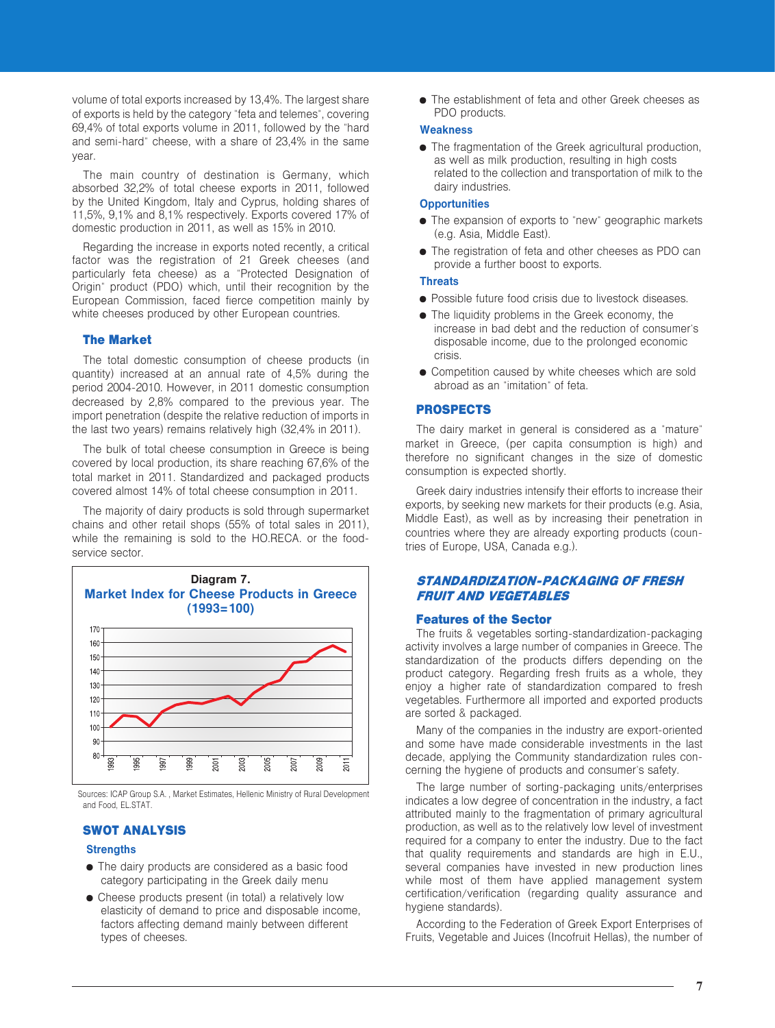volume of total exports increased by 13,4%. The largest share of exports is held by the category "feta and telemes", covering 69,4% of total exports volume in 2011, followed by the "hard and semi-hard" cheese, with a share of 23,4% in the same year.

The main country of destination is Germany, which absorbed 32,2% of total cheese exports in 2011, followed by the United Kingdom, Italy and Cyprus, holding shares of 11,5%, 9,1% and 8,1% respectively. Exports covered 17% of domestic production in 2011, as well as 15% in 2010.

Regarding the increase in exports noted recently, a critical factor was the registration of 21 Greek cheeses (and particularly feta cheese) as a "Protected Designation of Origin" product (PDO) which, until their recognition by the European Commission, faced fierce competition mainly by white cheeses produced by other European countries.

### The Market

The total domestic consumption of cheese products (in quantity) increased at an annual rate of 4,5% during the period 2004-2010. However, in 2011 domestic consumption decreased by 2,8% compared to the previous year. The import penetration (despite the relative reduction of imports in the last two years) remains relatively high (32,4% in 2011).

The bulk of total cheese consumption in Greece is being covered by local production, its share reaching 67,6% of the total market in 2011. Standardized and packaged products covered almost 14% of total cheese consumption in 2011.

The majority of dairy products is sold through supermarket chains and other retail shops (55% of total sales in 2011), while the remaining is sold to the HO.RECA. or the food-service sector.

**Diagram 7.**
**Market Index for Cheese Products in Greece (1993=100)**

Sources: ICAP Group S.A. , Market Estimates, Hellenic Ministry of Rural Development and Food, EL.STAT.

### SWOT ANALYSIS

#### Strengths

- The dairy products are considered as a basic food category participating in the Greek daily menu
- Cheese products present (in total) a relatively low elasticity of demand to price and disposable income, factors affecting demand mainly between different types of cheeses.
- The establishment of feta and other Greek cheeses as PDO products.

#### Weakness

- The fragmentation of the Greek agricultural production, as well as milk production, resulting in high costs related to the collection and transportation of milk to the dairy industries.

#### Opportunities

- The expansion of exports to "new" geographic markets (e.g. Asia, Middle East).
- The registration of feta and other cheeses as PDO can provide a further boost to exports.

#### Threats

- Possible future food crisis due to livestock diseases.
- The liquidity problems in the Greek economy, the increase in bad debt and the reduction of consumer's disposable income, due to the prolonged economic crisis.
- Competition caused by white cheeses which are sold abroad as an "imitation" of feta.

### PROSPECTS

The dairy market in general is considered as a "mature" market in Greece, (per capita consumption is high) and therefore no significant changes in the size of domestic consumption is expected shortly.

Greek dairy industries intensify their efforts to increase their exports, by seeking new markets for their products (e.g. Asia, Middle East), as well as by increasing their penetration in countries where they are already exporting products (countries of Europe, USA, Canada e.g.).

## *STANDARDIZATION-PACKAGING OF FRESH FRUIT AND VEGETABLES*

### Features of the Sector

The fruits & vegetables sorting-standardization-packaging activity involves a large number of companies in Greece. The standardization of the products differs depending on the product category. Regarding fresh fruits as a whole, they enjoy a higher rate of standardization compared to fresh vegetables. Furthermore all imported and exported products are sorted & packaged.

Many of the companies in the industry are export-oriented and some have made considerable investments in the last decade, applying the Community standardization rules concerning the hygiene of products and consumer's safety.

The large number of sorting-packaging units/enterprises indicates a low degree of concentration in the industry, a fact attributed mainly to the fragmentation of primary agricultural production, as well as to the relatively low level of investment required for a company to enter the industry. Due to the fact that quality requirements and standards are high in E.U., several companies have invested in new production lines while most of them have applied management system certification/verification (regarding quality assurance and hygiene standards).

According to the Federation of Greek Export Enterprises of Fruits, Vegetable and Juices (Incofruit Hellas), the number of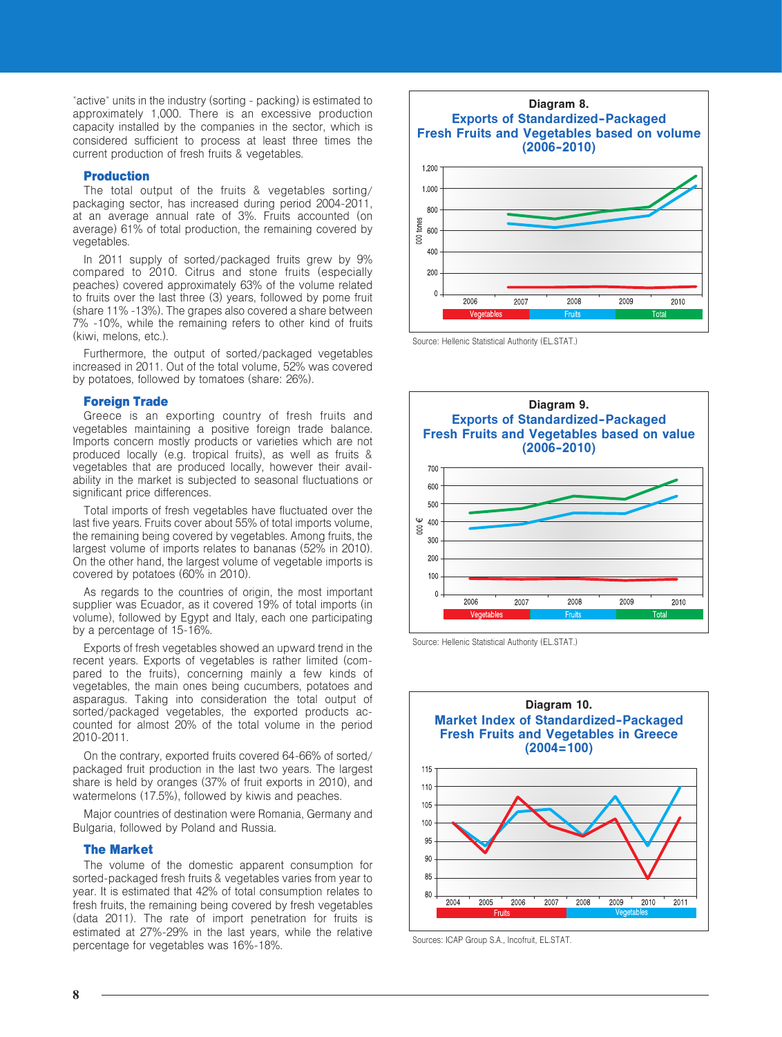"active" units in the industry (sorting - packing) is estimated to approximately 1,000. There is an excessive production capacity installed by the companies in the sector, which is considered sufficient to process at least three times the current production of fresh fruits & vegetables.

### Production

The total output of the fruits & vegetables sorting/packaging sector, has increased during period 2004-2011, at an average annual rate of 3%. Fruits accounted (on average) 61% of total production, the remaining covered by vegetables.

In 2011 supply of sorted/packaged fruits grew by 9% compared to 2010. Citrus and stone fruits (especially peaches) covered approximately 63% of the volume related to fruits over the last three (3) years, followed by pome fruit (share 11% -13%). The grapes also covered a share between 7% -10%, while the remaining refers to other kind of fruits (kiwi, melons, etc.).

Furthermore, the output of sorted/packaged vegetables increased in 2011. Out of the total volume, 52% was covered by potatoes, followed by tomatoes (share: 26%).

### Foreign Trade

Greece is an exporting country of fresh fruits and vegetables maintaining a positive foreign trade balance. Imports concern mostly products or varieties which are not produced locally (e.g. tropical fruits), as well as fruits & vegetables that are produced locally, however their availability in the market is subjected to seasonal fluctuations or significant price differences.

Total imports of fresh vegetables have fluctuated over the last five years. Fruits cover about 55% of total imports volume, the remaining being covered by vegetables. Among fruits, the largest volume of imports relates to bananas (52% in 2010). On the other hand, the largest volume of vegetable imports is covered by potatoes (60% in 2010).

As regards to the countries of origin, the most important supplier was Ecuador, as it covered 19% of total imports (in volume), followed by Egypt and Italy, each one participating by a percentage of 15-16%.

Exports of fresh vegetables showed an upward trend in the recent years. Exports of vegetables is rather limited (compared to the fruits), concerning mainly a few kinds of vegetables, the main ones being cucumbers, potatoes and asparagus. Taking into consideration the total output of sorted/packaged vegetables, the exported products accounted for almost 20% of the total volume in the period 2010-2011.

On the contrary, exported fruits covered 64-66% of sorted/packaged fruit production in the last two years. The largest share is held by oranges (37% of fruit exports in 2010), and watermelons (17.5%), followed by kiwis and peaches.

Major countries of destination were Romania, Germany and Bulgaria, followed by Poland and Russia.

### The Market

The volume of the domestic apparent consumption for sorted-packaged fresh fruits & vegetables varies from year to year. It is estimated that 42% of total consumption relates to fresh fruits, the remaining being covered by fresh vegetables (data 2011). The rate of import penetration for fruits is estimated at 27%-29% in the last years, while the relative percentage for vegetables was 16%-18%.

**Diagram 8.**
**Exports of Standardized-Packaged Fresh Fruits and Vegetables based on volume (2006-2010)**

Source: Hellenic Statistical Authority (EL.STAT.)

**Diagram 9.**
**Exports of Standardized-Packaged Fresh Fruits and Vegetables based on value (2006-2010)**

Source: Hellenic Statistical Authority (EL.STAT.)

**Diagram 10.**
**Market Index of Standardized-Packaged Fresh Fruits and Vegetables in Greece (2004=100)**

Sources: ICAP Group S.A., Incofruit, EL.STAT.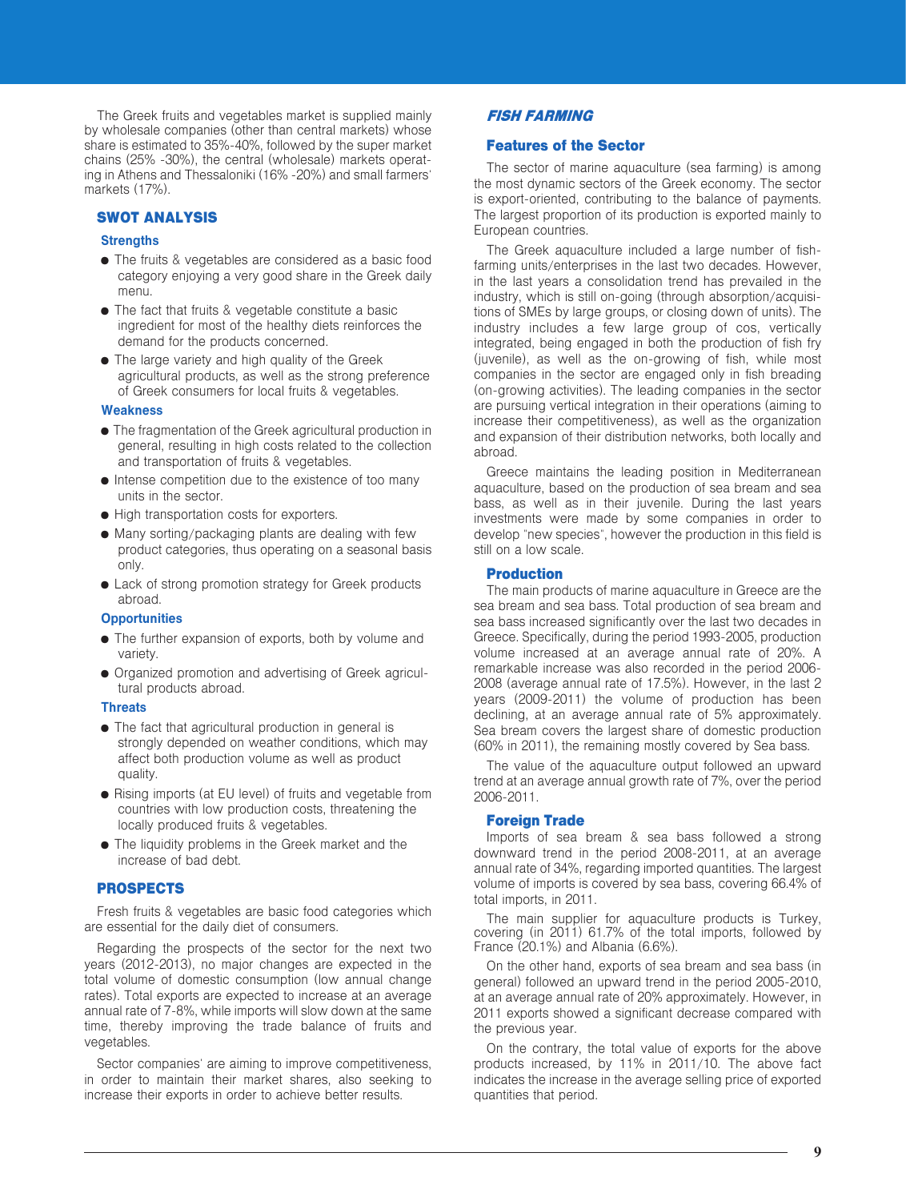The Greek fruits and vegetables market is supplied mainly by wholesale companies (other than central markets) whose share is estimated to 35%-40%, followed by the super market chains (25% -30%), the central (wholesale) markets operating in Athens and Thessaloniki (16% -20%) and small farmers' markets (17%).

## SWOT ANALYSIS

### Strengths

- The fruits & vegetables are considered as a basic food category enjoying a very good share in the Greek daily menu.
- The fact that fruits & vegetable constitute a basic ingredient for most of the healthy diets reinforces the demand for the products concerned.
- The large variety and high quality of the Greek agricultural products, as well as the strong preference of Greek consumers for local fruits & vegetables.

### Weakness

- The fragmentation of the Greek agricultural production in general, resulting in high costs related to the collection and transportation of fruits & vegetables.
- Intense competition due to the existence of too many units in the sector.
- High transportation costs for exporters.
- Many sorting/packaging plants are dealing with few product categories, thus operating on a seasonal basis only.
- Lack of strong promotion strategy for Greek products abroad.

### Opportunities

- The further expansion of exports, both by volume and variety.
- Organized promotion and advertising of Greek agricultural products abroad.

### Threats

- The fact that agricultural production in general is strongly depended on weather conditions, which may affect both production volume as well as product quality.
- Rising imports (at EU level) of fruits and vegetable from countries with low production costs, threatening the locally produced fruits & vegetables.
- The liquidity problems in the Greek market and the increase of bad debt.

## PROSPECTS

Fresh fruits & vegetables are basic food categories which are essential for the daily diet of consumers.

Regarding the prospects of the sector for the next two years (2012-2013), no major changes are expected in the total volume of domestic consumption (low annual change rates). Total exports are expected to increase at an average annual rate of 7-8%, while imports will slow down at the same time, thereby improving the trade balance of fruits and vegetables.

Sector companies' are aiming to improve competitiveness, in order to maintain their market shares, also seeking to increase their exports in order to achieve better results.

## *FISH FARMING*

### Features of the Sector

The sector of marine aquaculture (sea farming) is among the most dynamic sectors of the Greek economy. The sector is export-oriented, contributing to the balance of payments. The largest proportion of its production is exported mainly to European countries.

The Greek aquaculture included a large number of fish-farming units/enterprises in the last two decades. However, in the last years a consolidation trend has prevailed in the industry, which is still on-going (through absorption/acquisitions of SMEs by large groups, or closing down of units). The industry includes a few large group of cos, vertically integrated, being engaged in both the production of fish fry (juvenile), as well as the on-growing of fish, while most companies in the sector are engaged only in fish breading (on-growing activities). The leading companies in the sector are pursuing vertical integration in their operations (aiming to increase their competitiveness), as well as the organization and expansion of their distribution networks, both locally and abroad.

Greece maintains the leading position in Mediterranean aquaculture, based on the production of sea bream and sea bass, as well as in their juvenile. During the last years investments were made by some companies in order to develop "new species", however the production in this field is still on a low scale.

### Production

The main products of marine aquaculture in Greece are the sea bream and sea bass. Total production of sea bream and sea bass increased significantly over the last two decades in Greece. Specifically, during the period 1993-2005, production volume increased at an average annual rate of 20%. A remarkable increase was also recorded in the period 2006-2008 (average annual rate of 17.5%). However, in the last 2 years (2009-2011) the volume of production has been declining, at an average annual rate of 5% approximately. Sea bream covers the largest share of domestic production (60% in 2011), the remaining mostly covered by Sea bass.

The value of the aquaculture output followed an upward trend at an average annual growth rate of 7%, over the period 2006-2011.

### Foreign Trade

Imports of sea bream & sea bass followed a strong downward trend in the period 2008-2011, at an average annual rate of 34%, regarding imported quantities. The largest volume of imports is covered by sea bass, covering 66.4% of total imports, in 2011.

The main supplier for aquaculture products is Turkey, covering (in 2011) 61.7% of the total imports, followed by France (20.1%) and Albania (6.6%).

On the other hand, exports of sea bream and sea bass (in general) followed an upward trend in the period 2005-2010, at an average annual rate of 20% approximately. However, in 2011 exports showed a significant decrease compared with the previous year.

On the contrary, the total value of exports for the above products increased, by 11% in 2011/10. The above fact indicates the increase in the average selling price of exported quantities that period.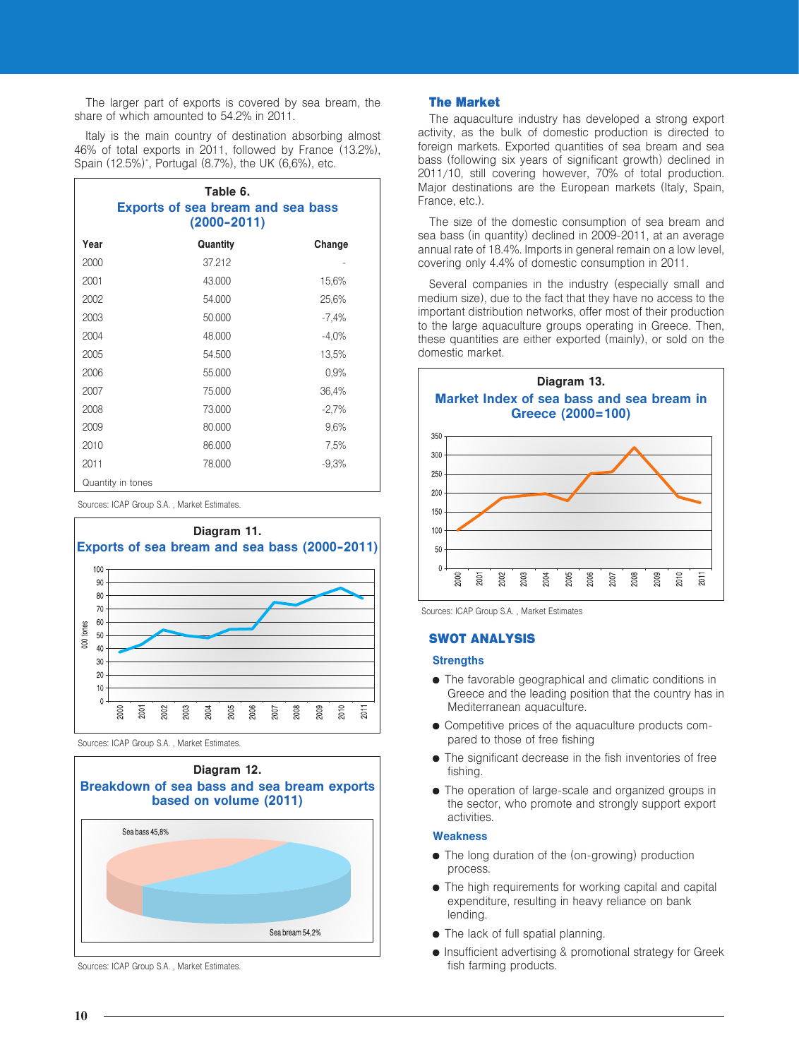The larger part of exports is covered by sea bream, the share of which amounted to 54.2% in 2011.

Italy is the main country of destination absorbing almost 46% of total exports in 2011, followed by France (13.2%), Spain (12.5%)*, Portugal (8.7%), the UK (6,6%), etc.

**Table 6.**
**Exports of sea bream and sea bass (2000-2011)**

| Year | Quantity | Change |
|---|---|---|
| 2000 | 37.212 | - |
| 2001 | 43.000 | 15,6% |
| 2002 | 54.000 | 25,6% |
| 2003 | 50.000 | -7,4% |
| 2004 | 48.000 | -4,0% |
| 2005 | 54.500 | 13,5% |
| 2006 | 55.000 | 0,9% |
| 2007 | 75.000 | 36,4% |
| 2008 | 73.000 | -2,7% |
| 2009 | 80.000 | 9,6% |
| 2010 | 86.000 | 7,5% |
| 2011 | 78.000 | -9,3% |

Quantity in tones

Sources: ICAP Group S.A. , Market Estimates.

**Diagram 11.**
**Exports of sea bream and sea bass (2000-2011)**

Sources: ICAP Group S.A. , Market Estimates.

**Diagram 12.**
**Breakdown of sea bass and sea bream exports based on volume (2011)**

Sea bass 45,8%
Sea bream 54,2%

Sources: ICAP Group S.A. , Market Estimates.

## The Market

The aquaculture industry has developed a strong export activity, as the bulk of domestic production is directed to foreign markets. Exported quantities of sea bream and sea bass (following six years of significant growth) declined in 2011/10, still covering however, 70% of total production. Major destinations are the European markets (Italy, Spain, France, etc.).

The size of the domestic consumption of sea bream and sea bass (in quantity) declined in 2009-2011, at an average annual rate of 18.4%. Imports in general remain on a low level, covering only 4.4% of domestic consumption in 2011.

Several companies in the industry (especially small and medium size), due to the fact that they have no access to the important distribution networks, offer most of their production to the large aquaculture groups operating in Greece. Then, these quantities are either exported (mainly), or sold on the domestic market.

**Diagram 13.**
**Market Index of sea bass and sea bream in Greece (2000=100)**

Sources: ICAP Group S.A. , Market Estimates

## SWOT ANALYSIS

### Strengths

- The favorable geographical and climatic conditions in Greece and the leading position that the country has in Mediterranean aquaculture.
- Competitive prices of the aquaculture products compared to those of free fishing
- The significant decrease in the fish inventories of free fishing.
- The operation of large-scale and organized groups in the sector, who promote and strongly support export activities.

### Weakness

- The long duration of the (on-growing) production process.
- The high requirements for working capital and capital expenditure, resulting in heavy reliance on bank lending.
- The lack of full spatial planning.
- Insufficient advertising & promotional strategy for Greek fish farming products.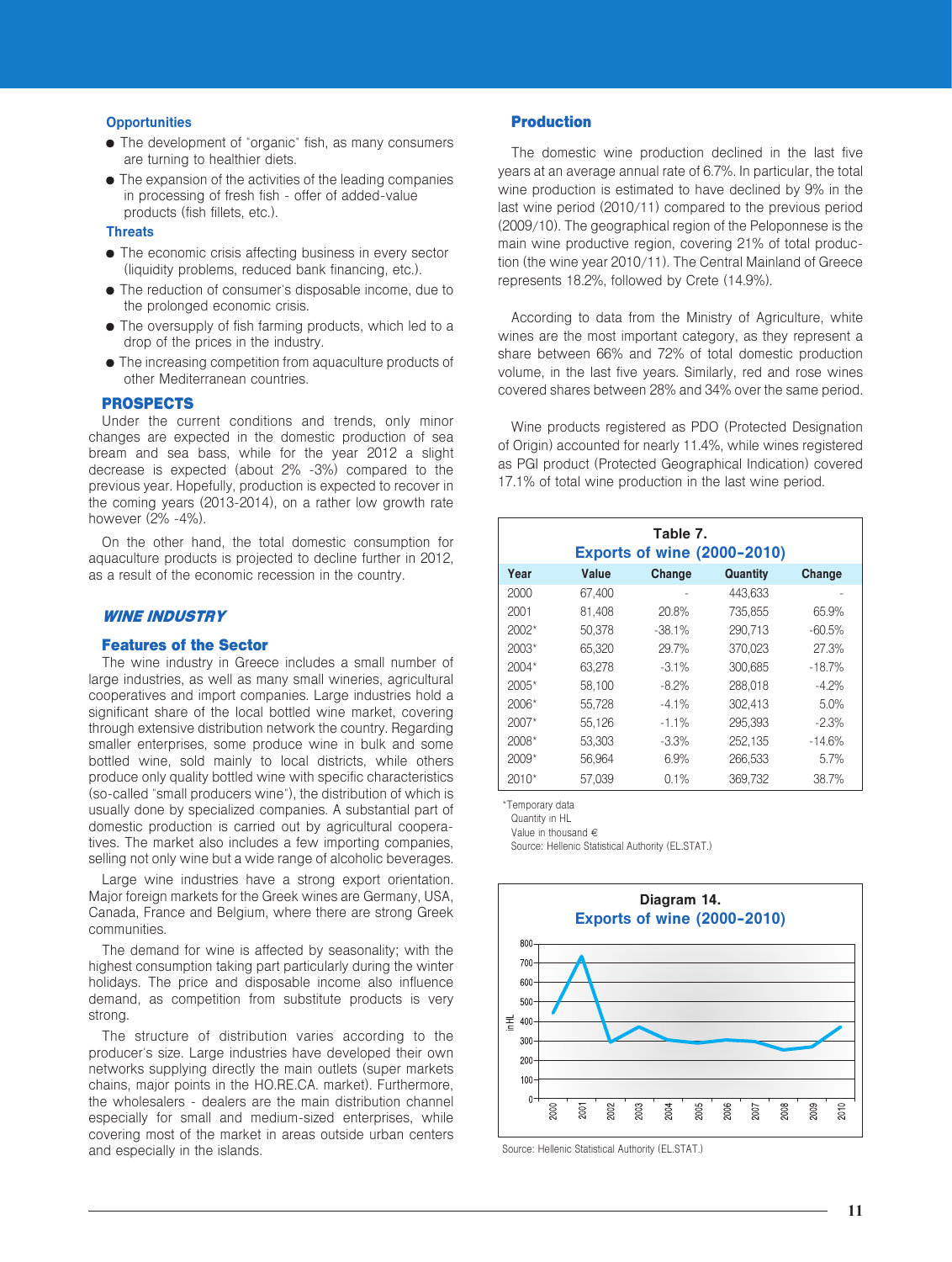### Opportunities

- The development of "organic" fish, as many consumers are turning to healthier diets.
- The expansion of the activities of the leading companies in processing of fresh fish - offer of added-value products (fish fillets, etc.).

### Threats

- The economic crisis affecting business in every sector (liquidity problems, reduced bank financing, etc.).
- The reduction of consumer's disposable income, due to the prolonged economic crisis.
- The oversupply of fish farming products, which led to a drop of the prices in the industry.
- The increasing competition from aquaculture products of other Mediterranean countries.

## PROSPECTS

Under the current conditions and trends, only minor changes are expected in the domestic production of sea bream and sea bass, while for the year 2012 a slight decrease is expected (about 2% -3%) compared to the previous year. Hopefully, production is expected to recover in the coming years (2013-2014), on a rather low growth rate however (2% -4%).

On the other hand, the total domestic consumption for aquaculture products is projected to decline further in 2012, as a result of the economic recession in the country.

## *WINE INDUSTRY*

### Features of the Sector

The wine industry in Greece includes a small number of large industries, as well as many small wineries, agricultural cooperatives and import companies. Large industries hold a significant share of the local bottled wine market, covering through extensive distribution network the country. Regarding smaller enterprises, some produce wine in bulk and some bottled wine, sold mainly to local districts, while others produce only quality bottled wine with specific characteristics (so-called "small producers wine"), the distribution of which is usually done by specialized companies. A substantial part of domestic production is carried out by agricultural cooperatives. The market also includes a few importing companies, selling not only wine but a wide range of alcoholic beverages.

Large wine industries have a strong export orientation. Major foreign markets for the Greek wines are Germany, USA, Canada, France and Belgium, where there are strong Greek communities.

The demand for wine is affected by seasonality; with the highest consumption taking part particularly during the winter holidays. The price and disposable income also influence demand, as competition from substitute products is very strong.

The structure of distribution varies according to the producer's size. Large industries have developed their own networks supplying directly the main outlets (super markets chains, major points in the HO.RE.CA. market). Furthermore, the wholesalers - dealers are the main distribution channel especially for small and medium-sized enterprises, while covering most of the market in areas outside urban centers and especially in the islands.

### Production

The domestic wine production declined in the last five years at an average annual rate of 6.7%. In particular, the total wine production is estimated to have declined by 9% in the last wine period (2010/11) compared to the previous period (2009/10). The geographical region of the Peloponnese is the main wine productive region, covering 21% of total production (the wine year 2010/11). The Central Mainland of Greece represents 18.2%, followed by Crete (14.9%).

According to data from the Ministry of Agriculture, white wines are the most important category, as they represent a share between 66% and 72% of total domestic production volume, in the last five years. Similarly, red and rose wines covered shares between 28% and 34% over the same period.

Wine products registered as PDO (Protected Designation of Origin) accounted for nearly 11.4%, while wines registered as PGI product (Protected Geographical Indication) covered 17.1% of total wine production in the last wine period.

**Table 7. Exports of wine (2000-2010)**

| Year | Value | Change | Quantity | Change |
|---|---|---|---|---|
| 2000 | 67,400 | - | 443,633 | - |
| 2001 | 81,408 | 20.8% | 735,855 | 65.9% |
| 2002* | 50,378 | -38.1% | 290,713 | -60.5% |
| 2003* | 65,320 | 29.7% | 370,023 | 27.3% |
| 2004* | 63,278 | -3.1% | 300,685 | -18.7% |
| 2005* | 58,100 | -8.2% | 288,018 | -4.2% |
| 2006* | 55,728 | -4.1% | 302,413 | 5.0% |
| 2007* | 55,126 | -1.1% | 295,393 | -2.3% |
| 2008* | 53,303 | -3.3% | 252,135 | -14.6% |
| 2009* | 56,964 | 6.9% | 266,533 | 5.7% |
| 2010* | 57,039 | 0.1% | 369,732 | 38.7% |

*Temporary data
Quantity in HL
Value in thousand €
Source: Hellenic Statistical Authority (EL.STAT.)

**Diagram 14. Exports of wine (2000-2010)**

Source: Hellenic Statistical Authority (EL.STAT.)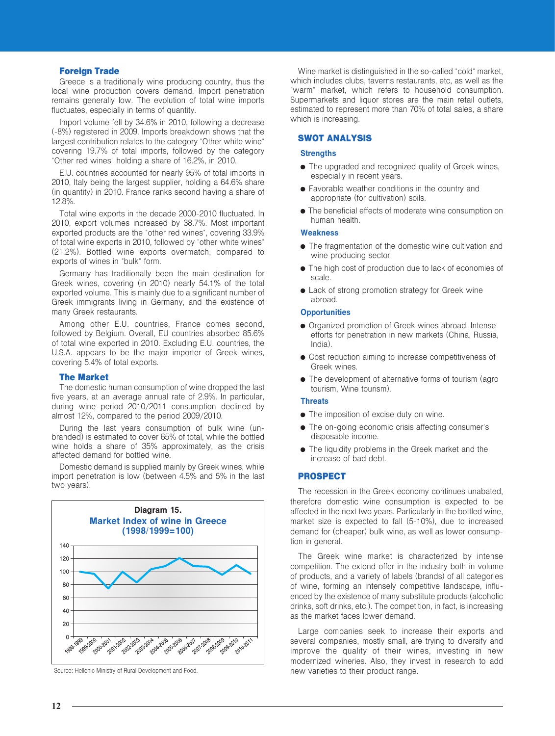## Foreign Trade

Greece is a traditionally wine producing country, thus the local wine production covers demand. Import penetration remains generally low. The evolution of total wine imports fluctuates, especially in terms of quantity.

Import volume fell by 34.6% in 2010, following a decrease (-8%) registered in 2009. Imports breakdown shows that the largest contribution relates to the category "Other white wine" covering 19.7% of total imports, followed by the category "Other red wines" holding a share of 16.2%, in 2010.

E.U. countries accounted for nearly 95% of total imports in 2010, Italy being the largest supplier, holding a 64.6% share (in quantity) in 2010. France ranks second having a share of 12.8%.

Total wine exports in the decade 2000-2010 fluctuated. In 2010, export volumes increased by 38.7%. Most important exported products are the "other red wines", covering 33.9% of total wine exports in 2010, followed by "other white wines" (21.2%). Bottled wine exports overmatch, compared to exports of wines in "bulk" form.

Germany has traditionally been the main destination for Greek wines, covering (in 2010) nearly 54.1% of the total exported volume. This is mainly due to a significant number of Greek immigrants living in Germany, and the existence of many Greek restaurants.

Among other E.U. countries, France comes second, followed by Belgium. Overall, EU countries absorbed 85.6% of total wine exported in 2010. Excluding E.U. countries, the U.S.A. appears to be the major importer of Greek wines, covering 5.4% of total exports.

## The Market

The domestic human consumption of wine dropped the last five years, at an average annual rate of 2.9%. In particular, during wine period 2010/2011 consumption declined by almost 12%, compared to the period 2009/2010.

During the last years consumption of bulk wine (unbranded) is estimated to cover 65% of total, while the bottled wine holds a share of 35% approximately, as the crisis affected demand for bottled wine.

Domestic demand is supplied mainly by Greek wines, while import penetration is low (between 4.5% and 5% in the last two years).

**Diagram 15.**
**Market Index of wine in Greece (1998/1999=100)**

140
120
100
80
60
40
20
0

1998-1999, 1999-2000, 2000-2001, 2001-2002, 2002-2003, 2003-2004, 2004-2005, 2005-2006, 2006-2007, 2007-2008, 2008-2009, 2009-2010, 2010-2011

Source: Hellenic Ministry of Rural Development and Food.

Wine market is distinguished in the so-called "cold" market, which includes clubs, taverns restaurants, etc, as well as the "warm" market, which refers to household consumption. Supermarkets and liquor stores are the main retail outlets, estimated to represent more than 70% of total sales, a share which is increasing.

## SWOT ANALYSIS

### Strengths

- The upgraded and recognized quality of Greek wines, especially in recent years.
- Favorable weather conditions in the country and appropriate (for cultivation) soils.
- The beneficial effects of moderate wine consumption on human health.

### Weakness

- The fragmentation of the domestic wine cultivation and wine producing sector.
- The high cost of production due to lack of economies of scale.
- Lack of strong promotion strategy for Greek wine abroad.

### Opportunities

- Organized promotion of Greek wines abroad. Intense efforts for penetration in new markets (China, Russia, India).
- Cost reduction aiming to increase competitiveness of Greek wines.
- The development of alternative forms of tourism (agro tourism, Wine tourism).

### Threats

- The imposition of excise duty on wine.
- The on-going economic crisis affecting consumer's disposable income.
- The liquidity problems in the Greek market and the increase of bad debt.

## PROSPECT

The recession in the Greek economy continues unabated, therefore domestic wine consumption is expected to be affected in the next two years. Particularly in the bottled wine, market size is expected to fall (5-10%), due to increased demand for (cheaper) bulk wine, as well as lower consumption in general.

The Greek wine market is characterized by intense competition. The extend offer in the industry both in volume of products, and a variety of labels (brands) of all categories of wine, forming an intensely competitive landscape, influenced by the existence of many substitute products (alcoholic drinks, soft drinks, etc.). The competition, in fact, is increasing as the market faces lower demand.

Large companies seek to increase their exports and several companies, mostly small, are trying to diversify and improve the quality of their wines, investing in new modernized wineries. Also, they invest in research to add new varieties to their product range.